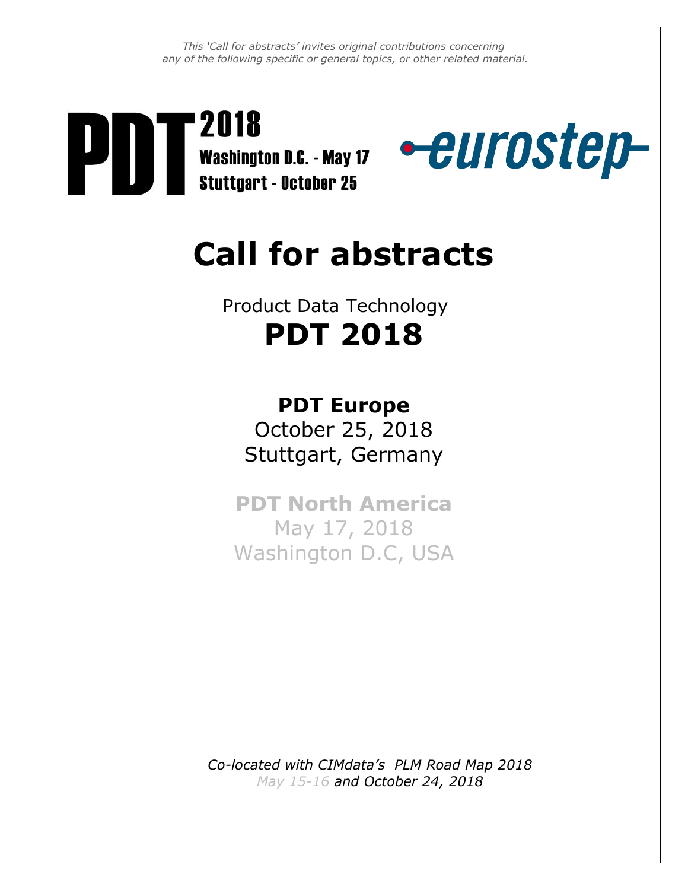*This 'Call for abstracts' invites original contributions concerning any of the following specific or general topics, or other related material.*

PDT 2018
Washington D.C. - May 17
Stuttgart - October 25

eurostep

# Call for abstracts

Product Data Technology

## PDT 2018

### PDT Europe

October 25, 2018
Stuttgart, Germany

### PDT North America

May 17, 2018
Washington D.C, USA

*Co-located with CIMdata's PLM Road Map 2018*
*May 15-16 and October 24, 2018*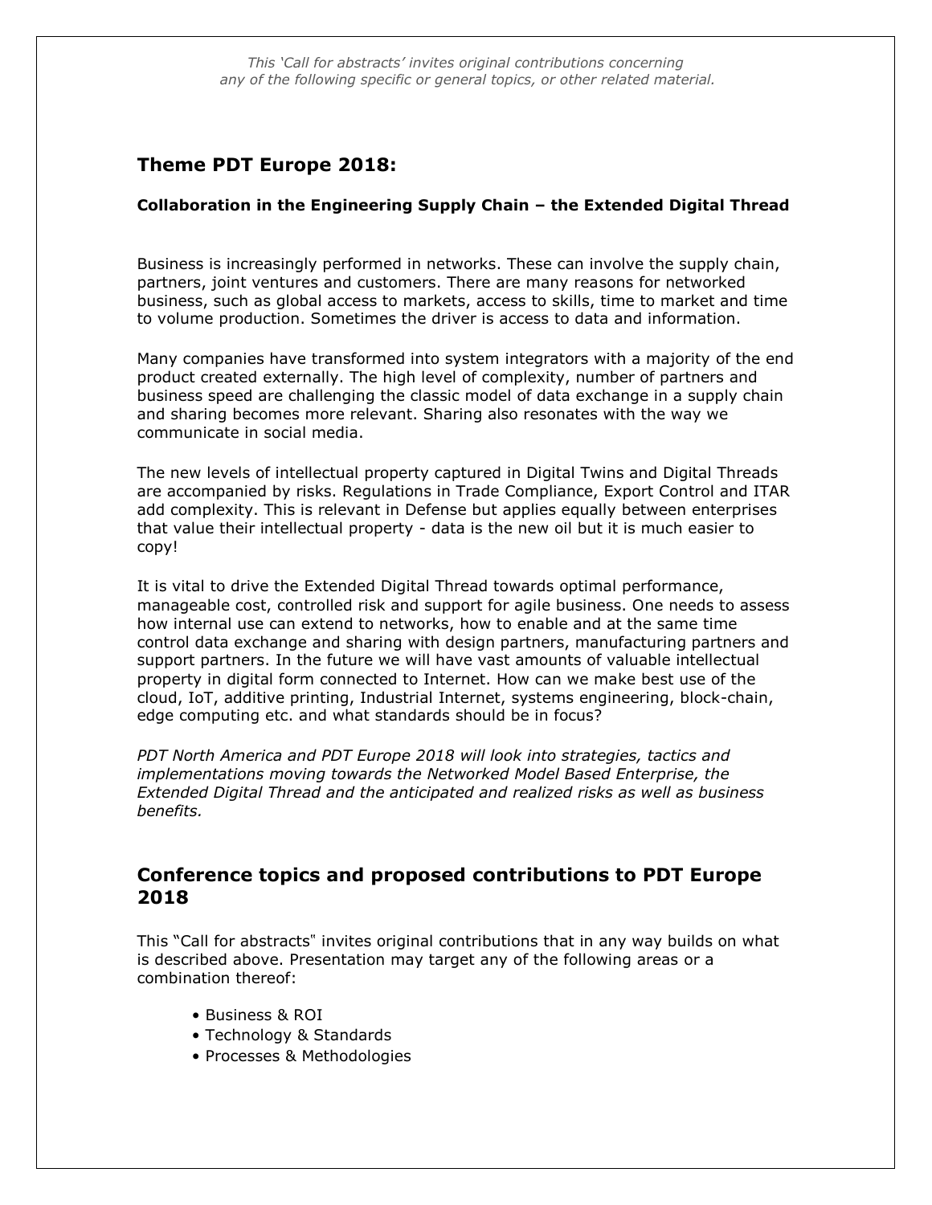*This 'Call for abstracts' invites original contributions concerning any of the following specific or general topics, or other related material.*

## Theme PDT Europe 2018:

**Collaboration in the Engineering Supply Chain – the Extended Digital Thread**

Business is increasingly performed in networks. These can involve the supply chain, partners, joint ventures and customers. There are many reasons for networked business, such as global access to markets, access to skills, time to market and time to volume production. Sometimes the driver is access to data and information.

Many companies have transformed into system integrators with a majority of the end product created externally. The high level of complexity, number of partners and business speed are challenging the classic model of data exchange in a supply chain and sharing becomes more relevant. Sharing also resonates with the way we communicate in social media.

The new levels of intellectual property captured in Digital Twins and Digital Threads are accompanied by risks. Regulations in Trade Compliance, Export Control and ITAR add complexity. This is relevant in Defense but applies equally between enterprises that value their intellectual property - data is the new oil but it is much easier to copy!

It is vital to drive the Extended Digital Thread towards optimal performance, manageable cost, controlled risk and support for agile business. One needs to assess how internal use can extend to networks, how to enable and at the same time control data exchange and sharing with design partners, manufacturing partners and support partners. In the future we will have vast amounts of valuable intellectual property in digital form connected to Internet. How can we make best use of the cloud, IoT, additive printing, Industrial Internet, systems engineering, block-chain, edge computing etc. and what standards should be in focus?

*PDT North America and PDT Europe 2018 will look into strategies, tactics and implementations moving towards the Networked Model Based Enterprise, the Extended Digital Thread and the anticipated and realized risks as well as business benefits.*

## Conference topics and proposed contributions to PDT Europe 2018

This "Call for abstracts" invites original contributions that in any way builds on what is described above. Presentation may target any of the following areas or a combination thereof:

- Business & ROI
- Technology & Standards
- Processes & Methodologies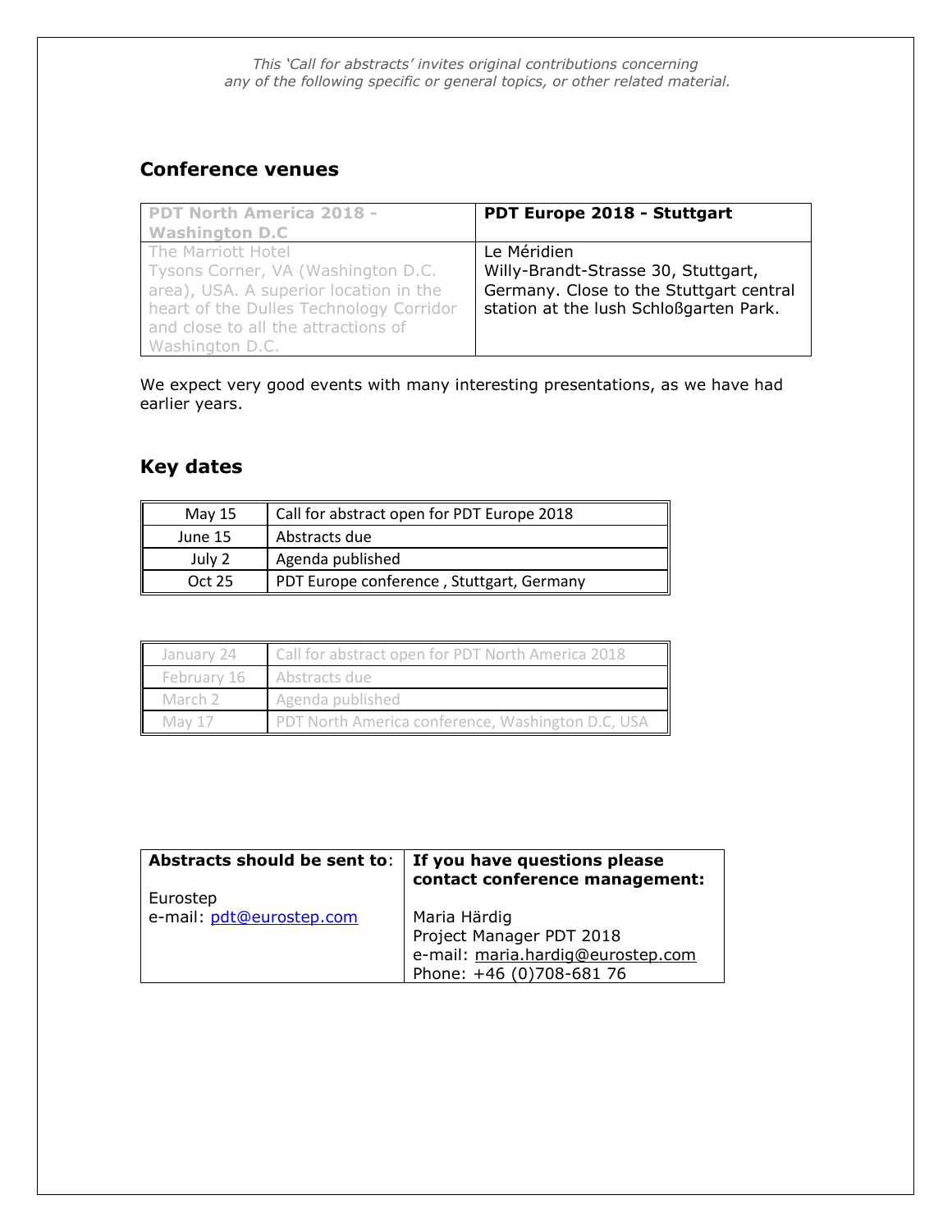*This 'Call for abstracts' invites original contributions concerning any of the following specific or general topics, or other related material.*

## Conference venues

| **PDT North America 2018 - Washington D.C** | **PDT Europe 2018 - Stuttgart** |
|---|---|
| The Marriott Hotel Tysons Corner, VA (Washington D.C. area), USA. A superior location in the heart of the Dulles Technology Corridor and close to all the attractions of Washington D.C. | Le Méridien Willy-Brandt-Strasse 30, Stuttgart, Germany. Close to the Stuttgart central station at the lush Schloßgarten Park. |

We expect very good events with many interesting presentations, as we have had earlier years.

## Key dates

| | |
|---|---|
| May 15 | Call for abstract open for PDT Europe 2018 |
| June 15 | Abstracts due |
| July 2 | Agenda published |
| Oct 25 | PDT Europe conference , Stuttgart, Germany |

| | |
|---|---|
| January 24 | Call for abstract open for PDT North America 2018 |
| February 16 | Abstracts due |
| March 2 | Agenda published |
| May 17 | PDT North America conference, Washington D.C, USA |

| **Abstracts should be sent to**: | **If you have questions please contact conference management:** |
|---|---|
| Eurostep<br>e-mail: pdt@eurostep.com | Maria Härdig<br>Project Manager PDT 2018<br>e-mail: maria.hardig@eurostep.com<br>Phone: +46 (0)708-681 76 |